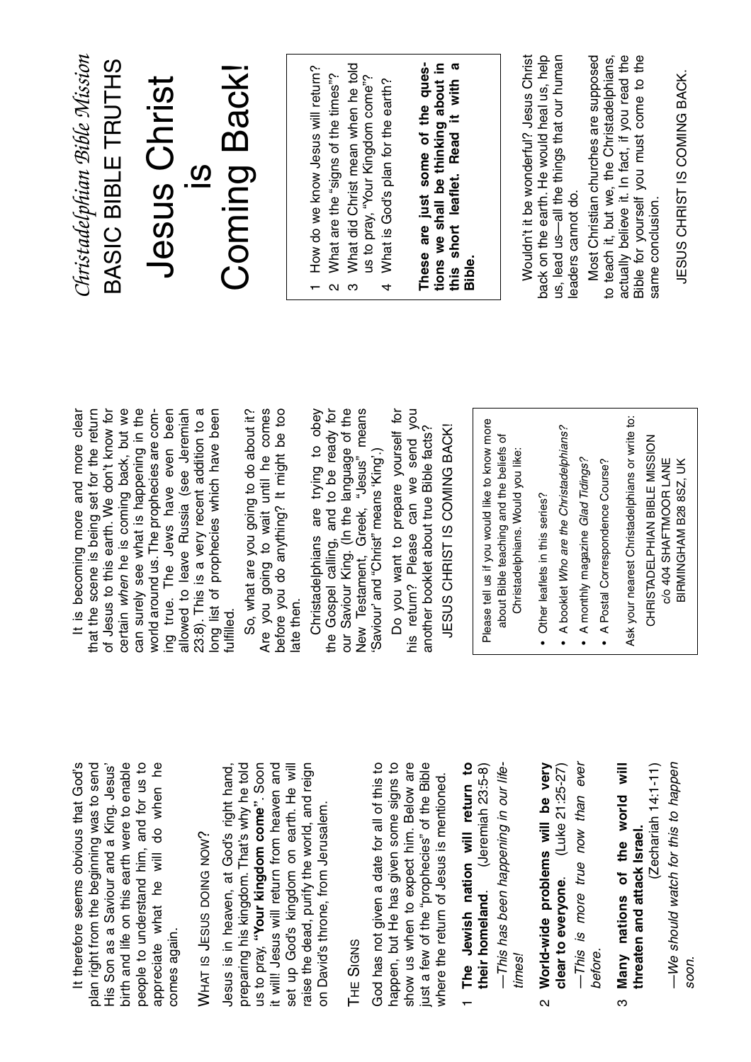*Christadelphian Bible Mission*

BASIC BIBLE TRUTHS

# Jesus Christ is Coming Back!

1. How do we know Jesus will return?
2. What are the "signs of the times"?
3. What did Christ mean when he told us to pray, "Your Kingdom come"?
4. What is God's plan for the earth?

**These are just some of the questions we shall be thinking about in this short leaflet. Read it with a Bible.**

Wouldn't it be wonderful? Jesus Christ back on the earth. He would heal us, help us, lead us—all the things that our human leaders cannot do.

Most Christian churches are supposed to teach it, but we, the Christadelphians, actually believe it. In fact, if you read the Bible for yourself you must come to the same conclusion.

JESUS CHRIST IS COMING BACK.

It therefore seems obvious that God's plan right from the beginning was to send His Son as a Saviour and a King. Jesus' birth and life on this earth were to enable people to understand him, and for us to appreciate what he will do when he comes again.

## WHAT IS JESUS DOING NOW?

Jesus is in heaven, at God's right hand, preparing his kingdom. That's why he told us to pray, **"Your kingdom come"**. Soon it will! Jesus will return from heaven and set up God's kingdom on earth. He will raise the dead, purify the world, and reign on David's throne, from Jerusalem.

## THE SIGNS

God has not given a date for all of this to happen, but He has given some signs to show us when to expect him. Below are just a few of the "prophecies" of the Bible where the return of Jesus is mentioned.

1. **The Jewish nation will return to their homeland**. (Jeremiah 23:5-8)

   *—This has been happening in our life-times!*

2. **World-wide problems will be very clear to everyone**. (Luke 21:25-27)

   *—This is more true now than ever before.*

3. **Many nations of the world will threaten and attack Israel.** (Zechariah 14:1-11)

   *—We should watch for this to happen soon.*

It is becoming more and more clear that the scene is being set for the return of Jesus to this earth. We don't know for certain *when* he is coming back, but we can surely see what is happening in the world around us. The prophecies are coming true. The Jews have even been allowed to leave Russia (see Jeremiah 23:8). This is a very recent addition to a long list of prophecies which have been fulfilled.

So, what are you going to do about it? Are you going to wait until he comes before you do anything? It might be too late then.

Christadelphians are trying to obey the Gospel calling, and to be ready for our Saviour King. (In the language of the New Testament, Greek, "Jesus" means 'Saviour' and "Christ" means 'King'.)

Do you want to prepare yourself for his return? Please can we send you another booklet about true Bible facts?

JESUS CHRIST IS COMING BACK!

Please tell us if you would like to know more about Bible teaching and the beliefs of Christadelphians. Would you like:

- Other leaflets in this series?
- A booklet *Who are the Christadelphians?*
- A monthly magazine *Glad Tidings*?
- A Postal Correspondence Course?

Ask your nearest Christadelphians or write to:

CHRISTADELPHIAN BIBLE MISSION
c/o 404 SHAFTMOOR LANE
BIRMINGHAM B28 8SZ, UK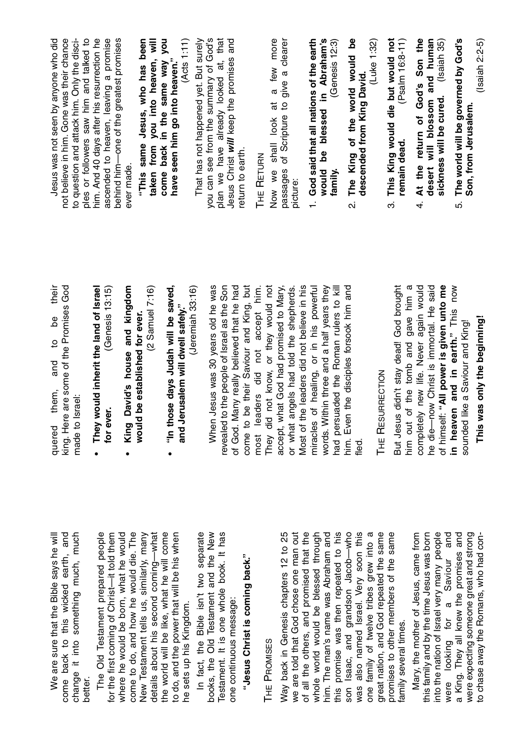We are sure that the Bible says he will come back to this wicked earth, and change it into something much better.

The Old Testament prepared people for the first coming of Christ—it told them where he would be born, what he would come to do, and how he would die. The New Testament tells us, similarly, many details about his second coming—what the world will be like, what he will come to do, and the power that will be his when he sets up his Kingdom.

In fact, the Bible isn't two separate books, the Old Testament and the New Testament. It is one whole book. It has one continuous message:

**"Jesus Christ is coming back."**

## THE PROMISES

Way back in Genesis chapters 12 to 25 we are told that God chose one man out of all the others, and promised that the whole world would be blessed through him. The man's name was Abraham and this promise was then repeated to his son Isaac, and grandson Jacob—who was also named Israel. Very soon this one family of twelve tribes grew into a great nation, and God repeated the same promises to other members of the same family several times.

Mary, the mother of Jesus, came from this family and by the time Jesus was born into the nation of Israel very many people were looking for a Saviour and a King. They all knew the promises and were expecting someone great and strong to chase away the Romans, who had conquered them, and to be their king. Here are some of the Promises God made to Israel:

- **They would inherit the land of Israel for ever.** (Genesis 13:15)
- **King David's house and kingdom would be established for ever.** (2 Samuel 7:16)
- **"In those days Judah will be saved, and Jerusalem will dwell safely."** (Jeremiah 33:16)

When Jesus was 30 years old he was revealed to the people of Israel as the Son of God. Many really believed that he had come to be their Saviour and King, but most leaders did not accept him. They did not know, or they would not accept, what God had promised to Mary, or what angels had told the shepherds. Most of the leaders did not believe in his miracles of healing, or in his powerful words. Within three and a half years they had persuaded the Roman rulers to kill him. Even the disciples forsook him and fled.

## THE RESURRECTION

But Jesus didn't stay dead! God brought him out of the tomb and gave him a completely new life. Never again would he die—now Christ is immortal. He said of himself: **"All power is given unto me in heaven and in earth."** This now sounded like a Saviour and King!

**This was only the beginning!**

Jesus was not seen by anyone who did not believe in him. Gone was their chance to question and attack him. Only the disciples or followers saw him and talked to him. And 40 days after his resurrection he ascended to heaven, leaving a promise behind him—one of the greatest promises ever made.

**"This same Jesus, who has been taken from you into heaven, will come back in the same way you have seen him go into heaven."** (Acts 1:11)

That has not happened yet. But surely you can see from the summary of God's plan we have already looked at, that Jesus Christ ***will*** keep the promises and return to earth.

## THE RETURN

Now we shall look at a few more passages of Scripture to give a clearer picture:

1. **God said that all nations of the earth would be blessed in Abraham's family.** (Genesis 12:3)
2. **The King of the world would be descended from King David.** (Luke 1:32)
3. **This King would die but would not remain dead.** (Psalm 16:8-11)
4. **At the return of God's Son the desert will blossom and human sickness will be cured.** (Isaiah 35)
5. **The world will be governed by God's Son, from Jerusalem.** (Isaiah 2:2-5)